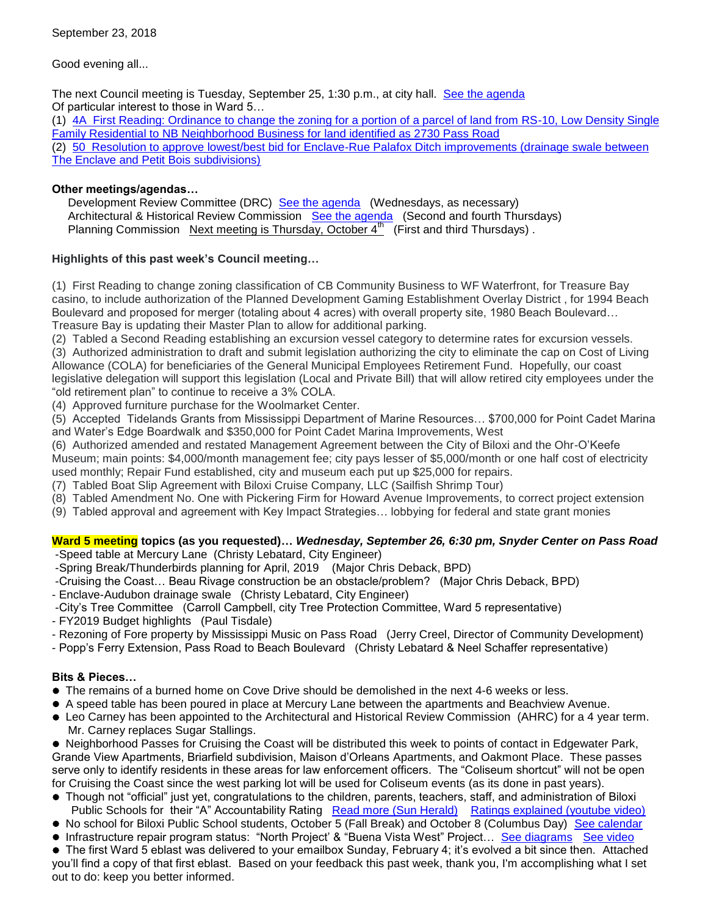September 23, 2018

Good evening all...

The next Council meeting is Tuesday, September 25, 1:30 p.m., at city hall. See the agenda
Of particular interest to those in Ward 5…
(1) 4A First Reading: Ordinance to change the zoning for a portion of a parcel of land from RS-10, Low Density Single Family Residential to NB Neighborhood Business for land identified as 2730 Pass Road
(2) 50 Resolution to approve lowest/best bid for Enclave-Rue Palafox Ditch improvements (drainage swale between The Enclave and Petit Bois subdivisions)

**Other meetings/agendas…**

Development Review Committee (DRC) See the agenda (Wednesdays, as necessary)
Architectural & Historical Review Commission See the agenda (Second and fourth Thursdays)
Planning Commission Next meeting is Thursday, October 4th (First and third Thursdays) .

**Highlights of this past week's Council meeting…**

(1) First Reading to change zoning classification of CB Community Business to WF Waterfront, for Treasure Bay casino, to include authorization of the Planned Development Gaming Establishment Overlay District , for 1994 Beach Boulevard and proposed for merger (totaling about 4 acres) with overall property site, 1980 Beach Boulevard… Treasure Bay is updating their Master Plan to allow for additional parking.
(2) Tabled a Second Reading establishing an excursion vessel category to determine rates for excursion vessels.
(3) Authorized administration to draft and submit legislation authorizing the city to eliminate the cap on Cost of Living Allowance (COLA) for beneficiaries of the General Municipal Employees Retirement Fund. Hopefully, our coast legislative delegation will support this legislation (Local and Private Bill) that will allow retired city employees under the "old retirement plan" to continue to receive a 3% COLA.
(4) Approved furniture purchase for the Woolmarket Center.
(5) Accepted Tidelands Grants from Mississippi Department of Marine Resources… $700,000 for Point Cadet Marina and Water's Edge Boardwalk and $350,000 for Point Cadet Marina Improvements, West
(6) Authorized amended and restated Management Agreement between the City of Biloxi and the Ohr-O'Keefe Museum; main points: $4,000/month management fee; city pays lesser of $5,000/month or one half cost of electricity used monthly; Repair Fund established, city and museum each put up $25,000 for repairs.
(7) Tabled Boat Slip Agreement with Biloxi Cruise Company, LLC (Sailfish Shrimp Tour)
(8) Tabled Amendment No. One with Pickering Firm for Howard Avenue Improvements, to correct project extension
(9) Tabled approval and agreement with Key Impact Strategies… lobbying for federal and state grant monies

**Ward 5 meeting topics (as you requested)…** ***Wednesday, September 26, 6:30 pm, Snyder Center on Pass Road***

- Speed table at Mercury Lane (Christy Lebatard, City Engineer)
- Spring Break/Thunderbirds planning for April, 2019 (Major Chris Deback, BPD)
- Cruising the Coast… Beau Rivage construction be an obstacle/problem? (Major Chris Deback, BPD)
- Enclave-Audubon drainage swale (Christy Lebatard, City Engineer)
- City's Tree Committee (Carroll Campbell, city Tree Protection Committee, Ward 5 representative)
- FY2019 Budget highlights (Paul Tisdale)
- Rezoning of Fore property by Mississippi Music on Pass Road (Jerry Creel, Director of Community Development)
- Popp's Ferry Extension, Pass Road to Beach Boulevard (Christy Lebatard & Neel Schaffer representative)

**Bits & Pieces…**

- The remains of a burned home on Cove Drive should be demolished in the next 4-6 weeks or less.
- A speed table has been poured in place at Mercury Lane between the apartments and Beachview Avenue.
- Leo Carney has been appointed to the Architectural and Historical Review Commission (AHRC) for a 4 year term. Mr. Carney replaces Sugar Stallings.
- Neighborhood Passes for Cruising the Coast will be distributed this week to points of contact in Edgewater Park, Grande View Apartments, Briarfield subdivision, Maison d'Orleans Apartments, and Oakmont Place. These passes serve only to identify residents in these areas for law enforcement officers. The "Coliseum shortcut" will not be open for Cruising the Coast since the west parking lot will be used for Coliseum events (as its done in past years).
- Though not "official" just yet, congratulations to the children, parents, teachers, staff, and administration of Biloxi Public Schools for their "A" Accountability Rating Read more (Sun Herald) Ratings explained (youtube video)
- No school for Biloxi Public School students, October 5 (Fall Break) and October 8 (Columbus Day) See calendar
- Infrastructure repair program status: "North Project' & "Buena Vista West" Project… See diagrams See video
- The first Ward 5 eblast was delivered to your emailbox Sunday, February 4; it's evolved a bit since then. Attached you'll find a copy of that first eblast. Based on your feedback this past week, thank you, I'm accomplishing what I set out to do: keep you better informed.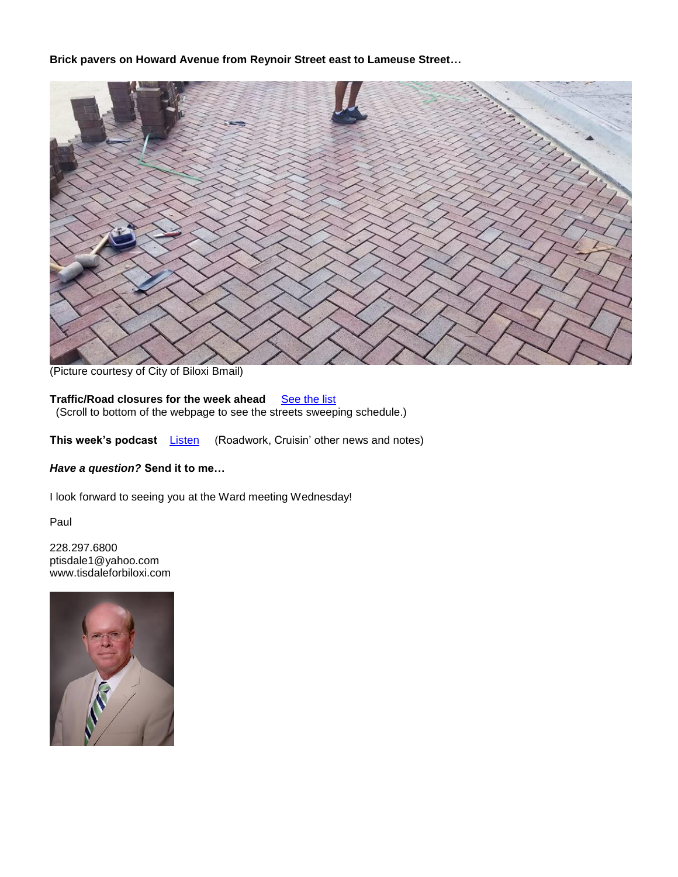**Brick pavers on Howard Avenue from Reynoir Street east to Lameuse Street…**

(Picture courtesy of City of Biloxi Bmail)

**Traffic/Road closures for the week ahead** See the list
(Scroll to bottom of the webpage to see the streets sweeping schedule.)

**This week's podcast** Listen (Roadwork, Cruisin' other news and notes)

***Have a question?* Send it to me…**

I look forward to seeing you at the Ward meeting Wednesday!

Paul

228.297.6800
ptisdale1@yahoo.com
www.tisdaleforbiloxi.com